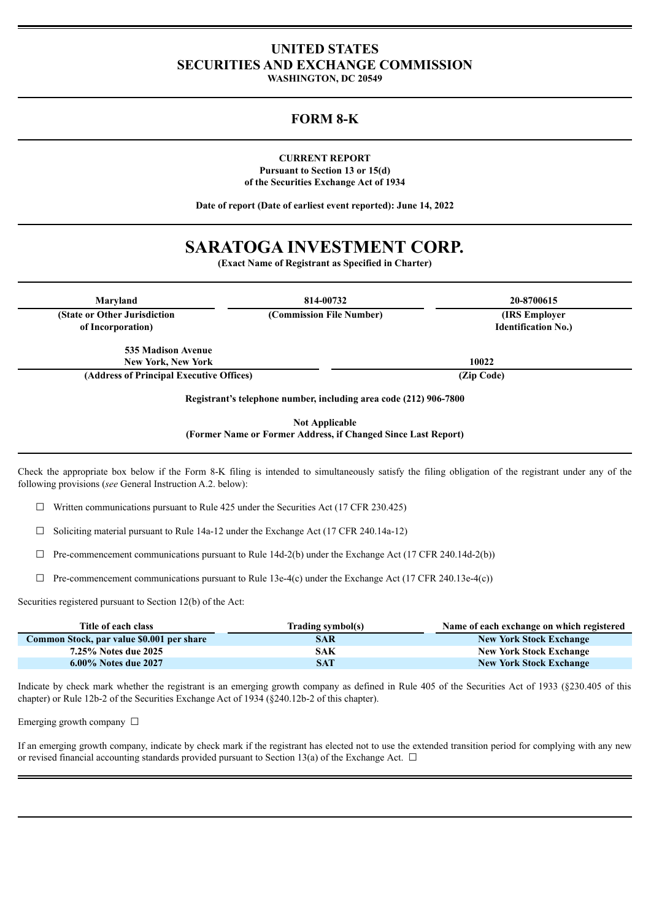# UNITED STATES
# SECURITIES AND EXCHANGE COMMISSION

**WASHINGTON, DC 20549**

## FORM 8-K

**CURRENT REPORT**
**Pursuant to Section 13 or 15(d)**
**of the Securities Exchange Act of 1934**

**Date of report (Date of earliest event reported): June 14, 2022**

# SARATOGA INVESTMENT CORP.

**(Exact Name of Registrant as Specified in Charter)**

| Maryland | 814-00732 | 20-8700615 |
|---|---|---|
| (State or Other Jurisdiction of Incorporation) | (Commission File Number) | (IRS Employer Identification No.) |

| 535 Madison Avenue New York, New York | 10022 |
|---|---|
| (Address of Principal Executive Offices) | (Zip Code) |

**Registrant's telephone number, including area code (212) 906-7800**

**Not Applicable**
**(Former Name or Former Address, if Changed Since Last Report)**

Check the appropriate box below if the Form 8-K filing is intended to simultaneously satisfy the filing obligation of the registrant under any of the following provisions (*see* General Instruction A.2. below):

☐ Written communications pursuant to Rule 425 under the Securities Act (17 CFR 230.425)

☐ Soliciting material pursuant to Rule 14a-12 under the Exchange Act (17 CFR 240.14a-12)

☐ Pre-commencement communications pursuant to Rule 14d-2(b) under the Exchange Act (17 CFR 240.14d-2(b))

☐ Pre-commencement communications pursuant to Rule 13e-4(c) under the Exchange Act (17 CFR 240.13e-4(c))

Securities registered pursuant to Section 12(b) of the Act:

| Title of each class | Trading symbol(s) | Name of each exchange on which registered |
|---|---|---|
| Common Stock, par value $0.001 per share | SAR | New York Stock Exchange |
| 7.25% Notes due 2025 | SAK | New York Stock Exchange |
| 6.00% Notes due 2027 | SAT | New York Stock Exchange |

Indicate by check mark whether the registrant is an emerging growth company as defined in Rule 405 of the Securities Act of 1933 (§230.405 of this chapter) or Rule 12b-2 of the Securities Exchange Act of 1934 (§240.12b-2 of this chapter).

Emerging growth company ☐

If an emerging growth company, indicate by check mark if the registrant has elected not to use the extended transition period for complying with any new or revised financial accounting standards provided pursuant to Section 13(a) of the Exchange Act. ☐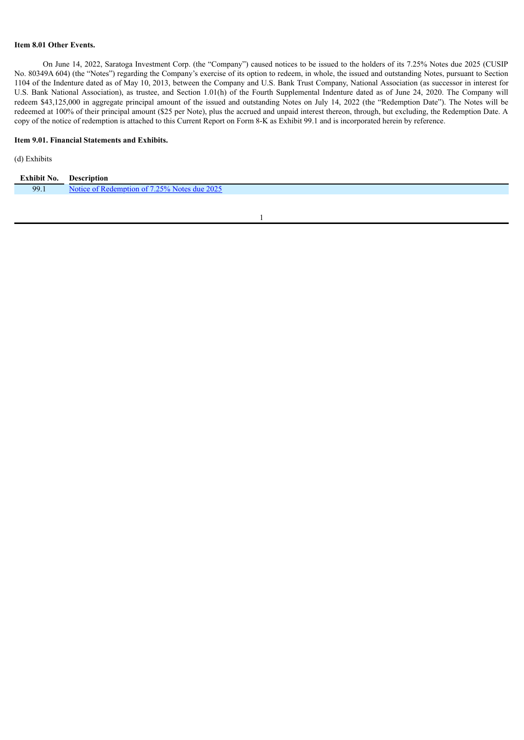**Item 8.01 Other Events.**

On June 14, 2022, Saratoga Investment Corp. (the "Company") caused notices to be issued to the holders of its 7.25% Notes due 2025 (CUSIP No. 80349A 604) (the "Notes") regarding the Company's exercise of its option to redeem, in whole, the issued and outstanding Notes, pursuant to Section 1104 of the Indenture dated as of May 10, 2013, between the Company and U.S. Bank Trust Company, National Association (as successor in interest for U.S. Bank National Association), as trustee, and Section 1.01(h) of the Fourth Supplemental Indenture dated as of June 24, 2020. The Company will redeem $43,125,000 in aggregate principal amount of the issued and outstanding Notes on July 14, 2022 (the "Redemption Date"). The Notes will be redeemed at 100% of their principal amount ($25 per Note), plus the accrued and unpaid interest thereon, through, but excluding, the Redemption Date. A copy of the notice of redemption is attached to this Current Report on Form 8-K as Exhibit 99.1 and is incorporated herein by reference.

**Item 9.01. Financial Statements and Exhibits.**

(d) Exhibits

| Exhibit No. | Description |
|---|---|
| 99.1 | Notice of Redemption of 7.25% Notes due 2025 |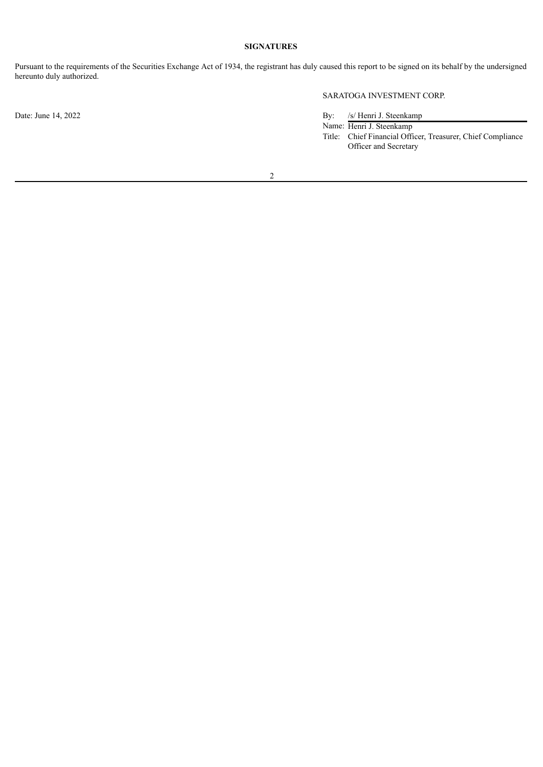**SIGNATURES**

Pursuant to the requirements of the Securities Exchange Act of 1934, the registrant has duly caused this report to be signed on its behalf by the undersigned hereunto duly authorized.

SARATOGA INVESTMENT CORP.

Date: June 14, 2022

By: /s/ Henri J. Steenkamp

Name: Henri J. Steenkamp

Title: Chief Financial Officer, Treasurer, Chief Compliance Officer and Secretary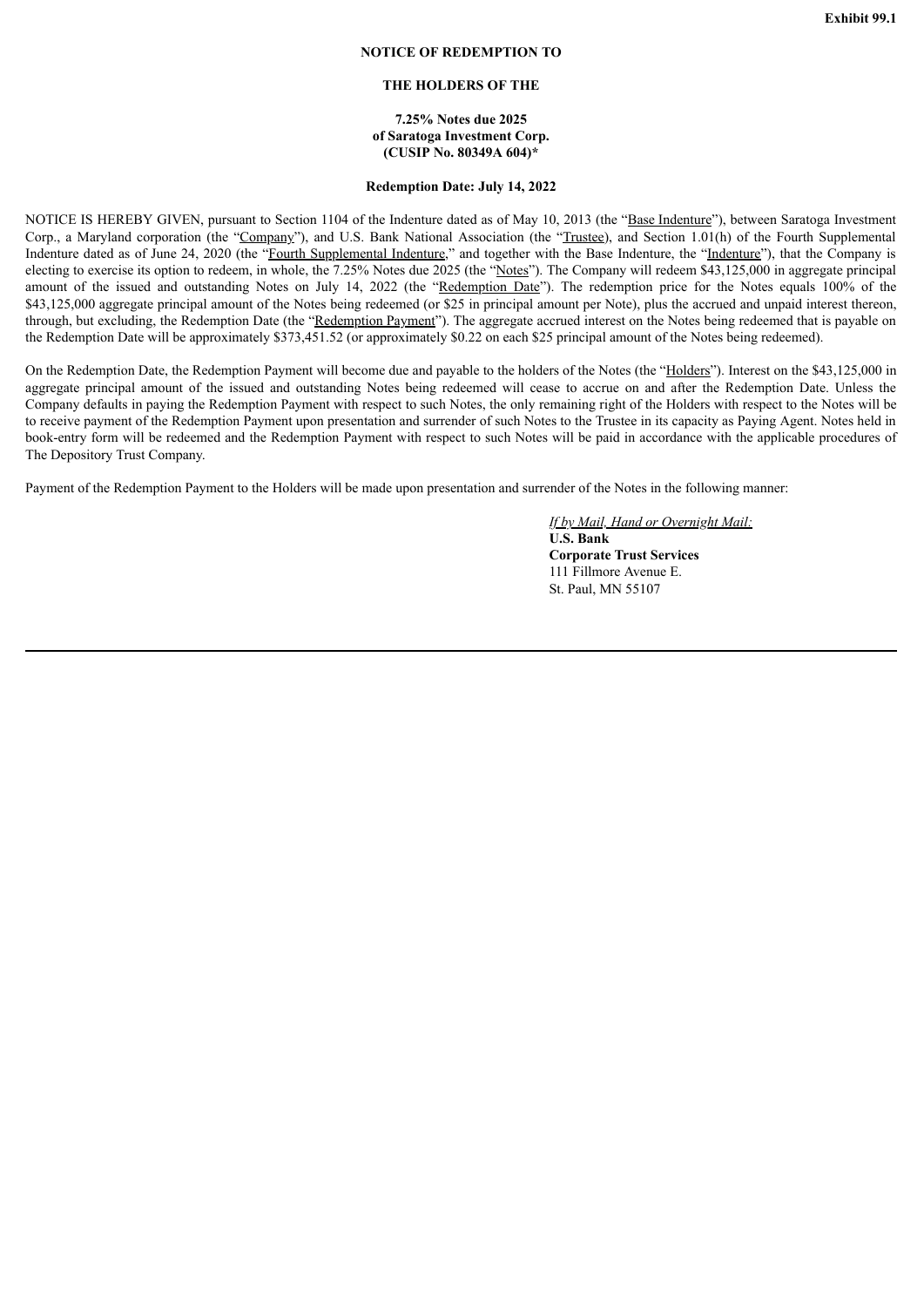**Exhibit 99.1**

**NOTICE OF REDEMPTION TO**

**THE HOLDERS OF THE**

**7.25% Notes due 2025**
**of Saratoga Investment Corp.**
**(CUSIP No. 80349A 604)***

**Redemption Date: July 14, 2022**

NOTICE IS HEREBY GIVEN, pursuant to Section 1104 of the Indenture dated as of May 10, 2013 (the "Base Indenture"), between Saratoga Investment Corp., a Maryland corporation (the "Company"), and U.S. Bank National Association (the "Trustee), and Section 1.01(h) of the Fourth Supplemental Indenture dated as of June 24, 2020 (the "Fourth Supplemental Indenture," and together with the Base Indenture, the "Indenture"), that the Company is electing to exercise its option to redeem, in whole, the 7.25% Notes due 2025 (the "Notes"). The Company will redeem $43,125,000 in aggregate principal amount of the issued and outstanding Notes on July 14, 2022 (the "Redemption Date"). The redemption price for the Notes equals 100% of the $43,125,000 aggregate principal amount of the Notes being redeemed (or $25 in principal amount per Note), plus the accrued and unpaid interest thereon, through, but excluding, the Redemption Date (the "Redemption Payment"). The aggregate accrued interest on the Notes being redeemed that is payable on the Redemption Date will be approximately $373,451.52 (or approximately $0.22 on each $25 principal amount of the Notes being redeemed).

On the Redemption Date, the Redemption Payment will become due and payable to the holders of the Notes (the "Holders"). Interest on the $43,125,000 in aggregate principal amount of the issued and outstanding Notes being redeemed will cease to accrue on and after the Redemption Date. Unless the Company defaults in paying the Redemption Payment with respect to such Notes, the only remaining right of the Holders with respect to the Notes will be to receive payment of the Redemption Payment upon presentation and surrender of such Notes to the Trustee in its capacity as Paying Agent. Notes held in book-entry form will be redeemed and the Redemption Payment with respect to such Notes will be paid in accordance with the applicable procedures of The Depository Trust Company.

Payment of the Redemption Payment to the Holders will be made upon presentation and surrender of the Notes in the following manner:

*If by Mail, Hand or Overnight Mail:*
**U.S. Bank**
**Corporate Trust Services**
111 Fillmore Avenue E.
St. Paul, MN 55107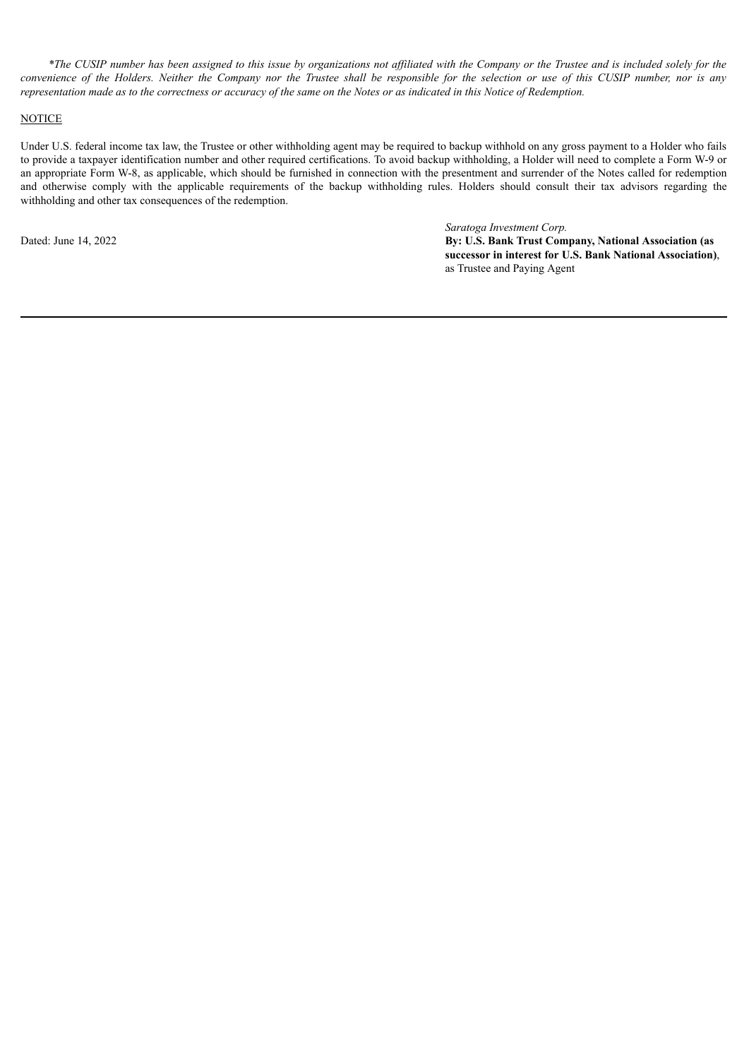*\*The CUSIP number has been assigned to this issue by organizations not affiliated with the Company or the Trustee and is included solely for the convenience of the Holders. Neither the Company nor the Trustee shall be responsible for the selection or use of this CUSIP number, nor is any representation made as to the correctness or accuracy of the same on the Notes or as indicated in this Notice of Redemption.*

<u>NOTICE</u>

Under U.S. federal income tax law, the Trustee or other withholding agent may be required to backup withhold on any gross payment to a Holder who fails to provide a taxpayer identification number and other required certifications. To avoid backup withholding, a Holder will need to complete a Form W-9 or an appropriate Form W-8, as applicable, which should be furnished in connection with the presentment and surrender of the Notes called for redemption and otherwise comply with the applicable requirements of the backup withholding rules. Holders should consult their tax advisors regarding the withholding and other tax consequences of the redemption.

Dated: June 14, 2022

*Saratoga Investment Corp.*
**By: U.S. Bank Trust Company, National Association (as successor in interest for U.S. Bank National Association)**, as Trustee and Paying Agent